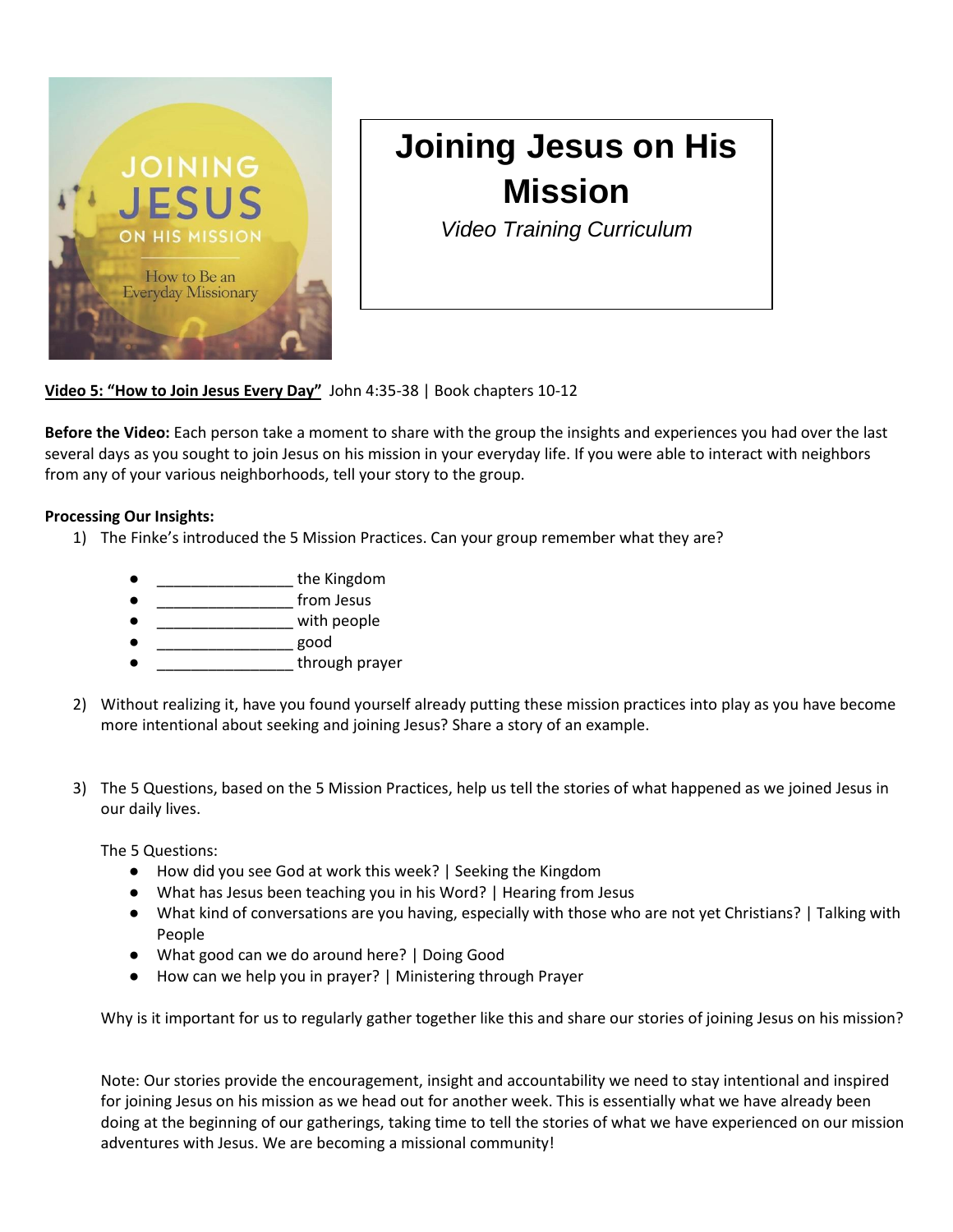# Joining Jesus on His Mission

*Video Training Curriculum*

**Video 5: "How to Join Jesus Every Day"** John 4:35-38 | Book chapters 10-12

**Before the Video:** Each person take a moment to share with the group the insights and experiences you had over the last several days as you sought to join Jesus on his mission in your everyday life. If you were able to interact with neighbors from any of your various neighborhoods, tell your story to the group.

**Processing Our Insights:**

1) The Finke's introduced the 5 Mission Practices. Can your group remember what they are?

   - ________________ the Kingdom
   - ________________ from Jesus
   - ________________ with people
   - ________________ good
   - ________________ through prayer

2) Without realizing it, have you found yourself already putting these mission practices into play as you have become more intentional about seeking and joining Jesus? Share a story of an example.

3) The 5 Questions, based on the 5 Mission Practices, help us tell the stories of what happened as we joined Jesus in our daily lives.

   The 5 Questions:
   - How did you see God at work this week? | Seeking the Kingdom
   - What has Jesus been teaching you in his Word? | Hearing from Jesus
   - What kind of conversations are you having, especially with those who are not yet Christians? | Talking with People
   - What good can we do around here? | Doing Good
   - How can we help you in prayer? | Ministering through Prayer

   Why is it important for us to regularly gather together like this and share our stories of joining Jesus on his mission?

   Note: Our stories provide the encouragement, insight and accountability we need to stay intentional and inspired for joining Jesus on his mission as we head out for another week. This is essentially what we have already been doing at the beginning of our gatherings, taking time to tell the stories of what we have experienced on our mission adventures with Jesus. We are becoming a missional community!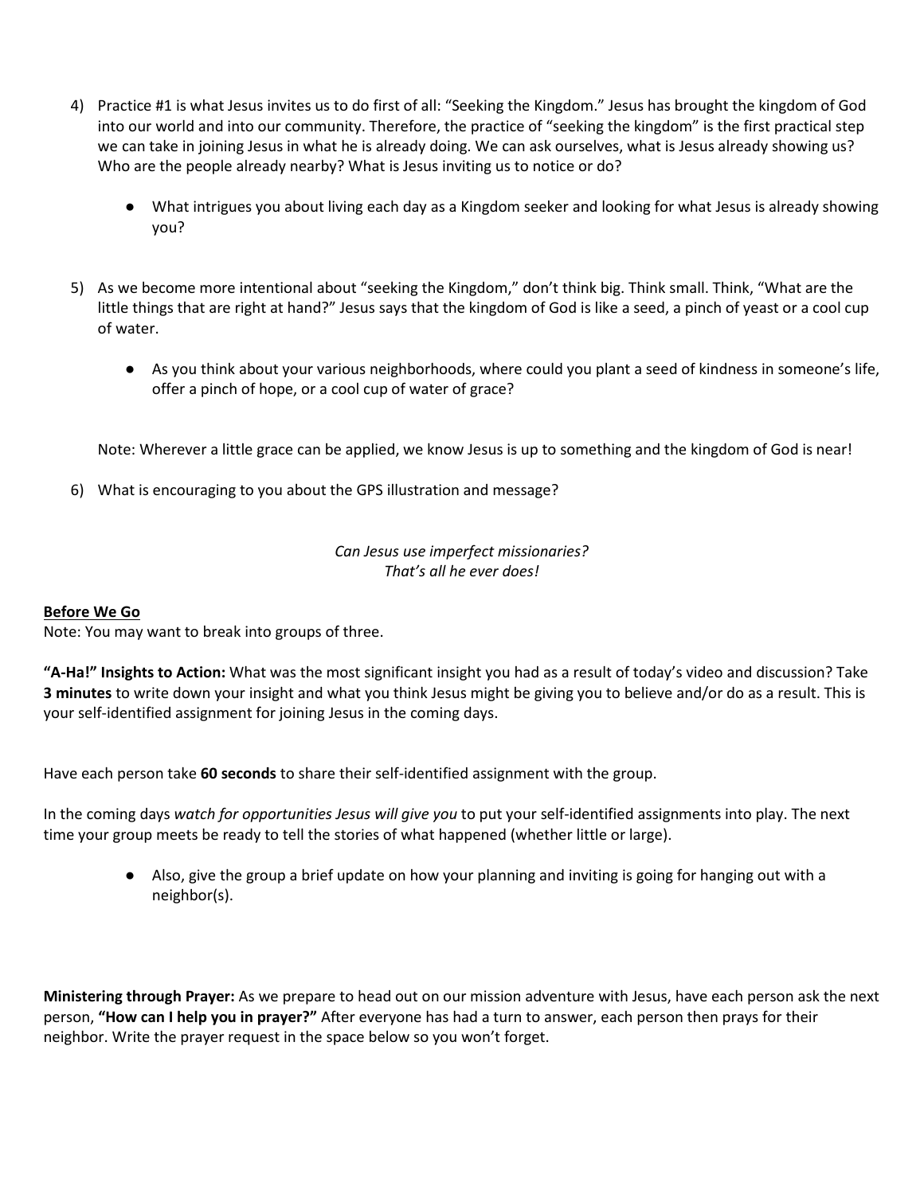4) Practice #1 is what Jesus invites us to do first of all: "Seeking the Kingdom." Jesus has brought the kingdom of God into our world and into our community. Therefore, the practice of "seeking the kingdom" is the first practical step we can take in joining Jesus in what he is already doing. We can ask ourselves, what is Jesus already showing us? Who are the people already nearby? What is Jesus inviting us to notice or do?

    - What intrigues you about living each day as a Kingdom seeker and looking for what Jesus is already showing you?

5) As we become more intentional about "seeking the Kingdom," don't think big. Think small. Think, "What are the little things that are right at hand?" Jesus says that the kingdom of God is like a seed, a pinch of yeast or a cool cup of water.

    - As you think about your various neighborhoods, where could you plant a seed of kindness in someone's life, offer a pinch of hope, or a cool cup of water of grace?

   Note: Wherever a little grace can be applied, we know Jesus is up to something and the kingdom of God is near!

6) What is encouraging to you about the GPS illustration and message?

*Can Jesus use imperfect missionaries?*
*That's all he ever does!*

**Before We Go**

Note: You may want to break into groups of three.

**"A-Ha!" Insights to Action:** What was the most significant insight you had as a result of today's video and discussion? Take **3 minutes** to write down your insight and what you think Jesus might be giving you to believe and/or do as a result. This is your self-identified assignment for joining Jesus in the coming days.

Have each person take **60 seconds** to share their self-identified assignment with the group.

In the coming days *watch for opportunities Jesus will give you* to put your self-identified assignments into play. The next time your group meets be ready to tell the stories of what happened (whether little or large).

- Also, give the group a brief update on how your planning and inviting is going for hanging out with a neighbor(s).

**Ministering through Prayer:** As we prepare to head out on our mission adventure with Jesus, have each person ask the next person, **"How can I help you in prayer?"** After everyone has had a turn to answer, each person then prays for their neighbor. Write the prayer request in the space below so you won't forget.